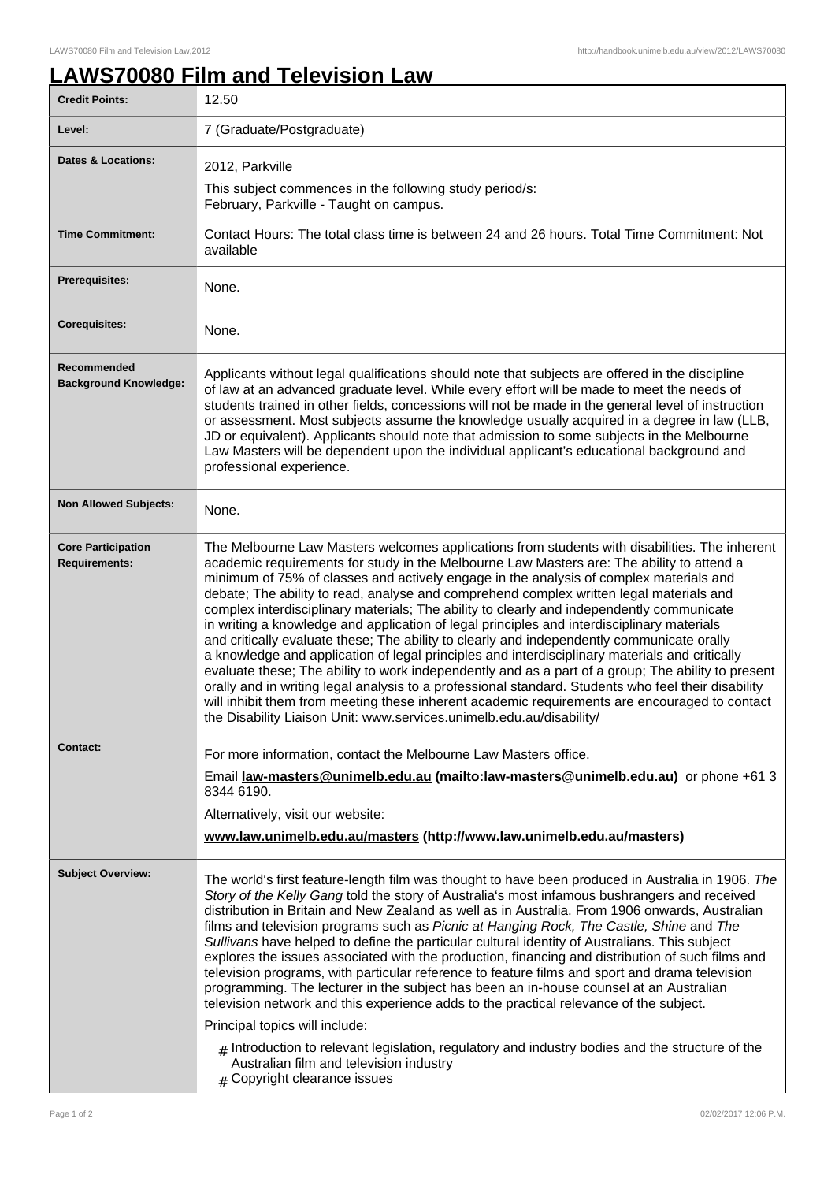# LAWS70080 Film and Television Law

| | |
|---|---|
| **Credit Points:** | 12.50 |
| **Level:** | 7 (Graduate/Postgraduate) |
| **Dates & Locations:** | 2012, Parkville<br>This subject commences in the following study period/s:<br>February, Parkville - Taught on campus. |
| **Time Commitment:** | Contact Hours: The total class time is between 24 and 26 hours. Total Time Commitment: Not available |
| **Prerequisites:** | None. |
| **Corequisites:** | None. |
| **Recommended Background Knowledge:** | Applicants without legal qualifications should note that subjects are offered in the discipline of law at an advanced graduate level. While every effort will be made to meet the needs of students trained in other fields, concessions will not be made in the general level of instruction or assessment. Most subjects assume the knowledge usually acquired in a degree in law (LLB, JD or equivalent). Applicants should note that admission to some subjects in the Melbourne Law Masters will be dependent upon the individual applicant's educational background and professional experience. |
| **Non Allowed Subjects:** | None. |
| **Core Participation Requirements:** | The Melbourne Law Masters welcomes applications from students with disabilities. The inherent academic requirements for study in the Melbourne Law Masters are: The ability to attend a minimum of 75% of classes and actively engage in the analysis of complex materials and debate; The ability to read, analyse and comprehend complex written legal materials and complex interdisciplinary materials; The ability to clearly and independently communicate in writing a knowledge and application of legal principles and interdisciplinary materials and critically evaluate these; The ability to clearly and independently communicate orally a knowledge and application of legal principles and interdisciplinary materials and critically evaluate these; The ability to work independently and as a part of a group; The ability to present orally and in writing legal analysis to a professional standard. Students who feel their disability will inhibit them from meeting these inherent academic requirements are encouraged to contact the Disability Liaison Unit: www.services.unimelb.edu.au/disability/ |
| **Contact:** | For more information, contact the Melbourne Law Masters office.<br>Email **law-masters@unimelb.edu.au (mailto:law-masters@unimelb.edu.au)** or phone +61 3 8344 6190.<br>Alternatively, visit our website:<br>**www.law.unimelb.edu.au/masters (http://www.law.unimelb.edu.au/masters)** |
| **Subject Overview:** | The world's first feature-length film was thought to have been produced in Australia in 1906. *The Story of the Kelly Gang* told the story of Australia's most infamous bushrangers and received distribution in Britain and New Zealand as well as in Australia. From 1906 onwards, Australian films and television programs such as *Picnic at Hanging Rock, The Castle, Shine* and *The Sullivans* have helped to define the particular cultural identity of Australians. This subject explores the issues associated with the production, financing and distribution of such films and television programs, with particular reference to feature films and sport and drama television programming. The lecturer in the subject has been an in-house counsel at an Australian television network and this experience adds to the practical relevance of the subject.<br>Principal topics will include:<br># Introduction to relevant legislation, regulatory and industry bodies and the structure of the Australian film and television industry<br># Copyright clearance issues |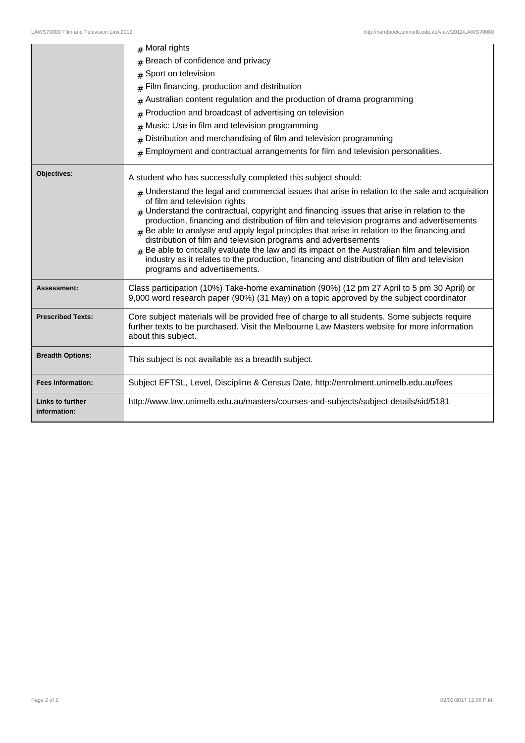| | |
|---|---|
| | # Moral rights<br># Breach of confidence and privacy<br># Sport on television<br># Film financing, production and distribution<br># Australian content regulation and the production of drama programming<br># Production and broadcast of advertising on television<br># Music: Use in film and television programming<br># Distribution and merchandising of film and television programming<br># Employment and contractual arrangements for film and television personalities. |
| **Objectives:** | A student who has successfully completed this subject should:<br># Understand the legal and commercial issues that arise in relation to the sale and acquisition of film and television rights<br># Understand the contractual, copyright and financing issues that arise in relation to the production, financing and distribution of film and television programs and advertisements<br># Be able to analyse and apply legal principles that arise in relation to the financing and distribution of film and television programs and advertisements<br># Be able to critically evaluate the law and its impact on the Australian film and television industry as it relates to the production, financing and distribution of film and television programs and advertisements. |
| **Assessment:** | Class participation (10%) Take-home examination (90%) (12 pm 27 April to 5 pm 30 April) or 9,000 word research paper (90%) (31 May) on a topic approved by the subject coordinator |
| **Prescribed Texts:** | Core subject materials will be provided free of charge to all students. Some subjects require further texts to be purchased. Visit the Melbourne Law Masters website for more information about this subject. |
| **Breadth Options:** | This subject is not available as a breadth subject. |
| **Fees Information:** | Subject EFTSL, Level, Discipline & Census Date, http://enrolment.unimelb.edu.au/fees |
| **Links to further information:** | http://www.law.unimelb.edu.au/masters/courses-and-subjects/subject-details/sid/5181 |